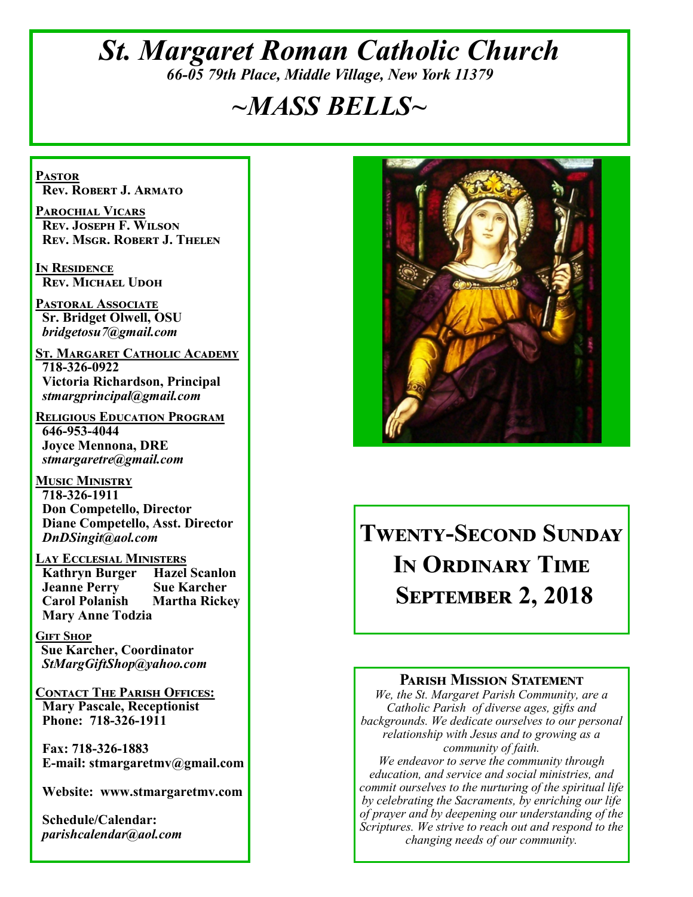# *St. Margaret Roman Catholic Church*

*66-05 79th Place, Middle Village, New York 11379*

# *~MASS BELLS~*

**PASTOR**
**Rev. Robert J. Armato**

**PAROCHIAL VICARS**
**Rev. Joseph F. Wilson**
**Rev. Msgr. Robert J. Thelen**

**IN RESIDENCE**
**Rev. Michael Udoh**

**PASTORAL ASSOCIATE**
**Sr. Bridget Olwell, OSU**
*bridgetosu7@gmail.com*

**ST. MARGARET CATHOLIC ACADEMY**
**718-326-0922**
**Victoria Richardson, Principal**
*stmargprincipal@gmail.com*

**RELIGIOUS EDUCATION PROGRAM**
**646-953-4044**
**Joyce Mennona, DRE**
*stmargaretre@gmail.com*

**MUSIC MINISTRY**
**718-326-1911**
**Don Competello, Director**
**Diane Competello, Asst. Director**
*DnDSingit@aol.com*

**LAY ECCLESIAL MINISTERS**
**Kathryn Burger** **Hazel Scanlon**
**Jeanne Perry** **Sue Karcher**
**Carol Polanish** **Martha Rickey**
**Mary Anne Todzia**

**GIFT SHOP**
**Sue Karcher, Coordinator**
*StMargGiftShop@yahoo.com*

**CONTACT THE PARISH OFFICES:**
**Mary Pascale, Receptionist**
**Phone: 718-326-1911**

**Fax: 718-326-1883**
**E-mail: stmargaretmv@gmail.com**

**Website: www.stmargaretmv.com**

**Schedule/Calendar:**
*parishcalendar@aol.com*

## Twenty-Second Sunday In Ordinary Time September 2, 2018

### Parish Mission Statement

*We, the St. Margaret Parish Community, are a Catholic Parish of diverse ages, gifts and backgrounds. We dedicate ourselves to our personal relationship with Jesus and to growing as a community of faith.*
*We endeavor to serve the community through education, and service and social ministries, and commit ourselves to the nurturing of the spiritual life by celebrating the Sacraments, by enriching our life of prayer and by deepening our understanding of the Scriptures. We strive to reach out and respond to the changing needs of our community.*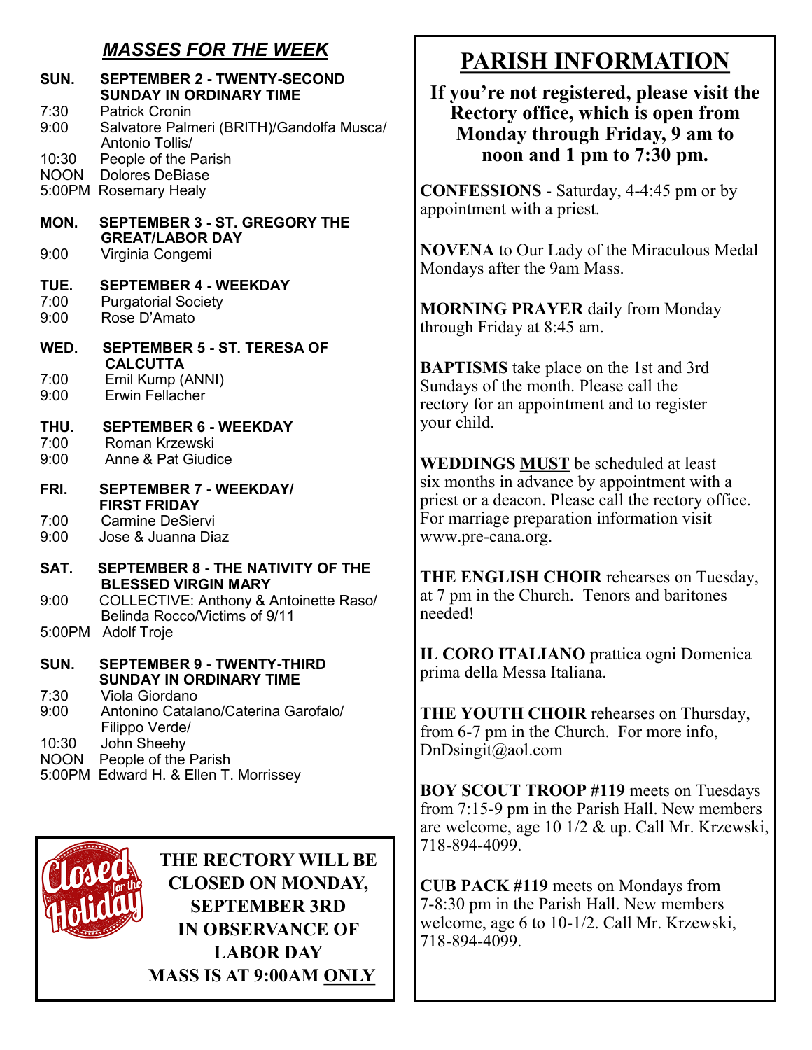## *MASSES FOR THE WEEK*

**SUN. SEPTEMBER 2 - TWENTY-SECOND SUNDAY IN ORDINARY TIME**

- 7:30 Patrick Cronin
- 9:00 Salvatore Palmeri (BRITH)/Gandolfa Musca/ Antonio Tollis/
- 10:30 People of the Parish
- NOON Dolores DeBiase
- 5:00PM Rosemary Healy

**MON. SEPTEMBER 3 - ST. GREGORY THE GREAT/LABOR DAY**

- 9:00 Virginia Congemi

**TUE. SEPTEMBER 4 - WEEKDAY**

- 7:00 Purgatorial Society
- 9:00 Rose D'Amato

**WED. SEPTEMBER 5 - ST. TERESA OF CALCUTTA**

- 7:00 Emil Kump (ANNI)
- 9:00 Erwin Fellacher

**THU. SEPTEMBER 6 - WEEKDAY**

- 7:00 Roman Krzewski
- 9:00 Anne & Pat Giudice

**FRI. SEPTEMBER 7 - WEEKDAY/ FIRST FRIDAY**

- 7:00 Carmine DeSiervi
- 9:00 Jose & Juanna Diaz

**SAT. SEPTEMBER 8 - THE NATIVITY OF THE BLESSED VIRGIN MARY**

- 9:00 COLLECTIVE: Anthony & Antoinette Raso/ Belinda Rocco/Victims of 9/11
- 5:00PM Adolf Troje

**SUN. SEPTEMBER 9 - TWENTY-THIRD SUNDAY IN ORDINARY TIME**

- 7:30 Viola Giordano
- 9:00 Antonino Catalano/Caterina Garofalo/ Filippo Verde/
- 10:30 John Sheehy
- NOON People of the Parish
- 5:00PM Edward H. & Ellen T. Morrissey

**THE RECTORY WILL BE CLOSED ON MONDAY, SEPTEMBER 3RD IN OBSERVANCE OF LABOR DAY**
**MASS IS AT 9:00AM <u>ONLY</u>**

# PARISH INFORMATION

**If you're not registered, please visit the Rectory office, which is open from Monday through Friday, 9 am to noon and 1 pm to 7:30 pm.**

**CONFESSIONS** - Saturday, 4-4:45 pm or by appointment with a priest.

**NOVENA** to Our Lady of the Miraculous Medal Mondays after the 9am Mass.

**MORNING PRAYER** daily from Monday through Friday at 8:45 am.

**BAPTISMS** take place on the 1st and 3rd Sundays of the month. Please call the rectory for an appointment and to register your child.

**WEDDINGS <u>MUST</u>** be scheduled at least six months in advance by appointment with a priest or a deacon. Please call the rectory office. For marriage preparation information visit www.pre-cana.org.

**THE ENGLISH CHOIR** rehearses on Tuesday, at 7 pm in the Church. Tenors and baritones needed!

**IL CORO ITALIANO** prattica ogni Domenica prima della Messa Italiana.

**THE YOUTH CHOIR** rehearses on Thursday, from 6-7 pm in the Church. For more info, DnDsingit@aol.com

**BOY SCOUT TROOP #119** meets on Tuesdays from 7:15-9 pm in the Parish Hall. New members are welcome, age 10 1/2 & up. Call Mr. Krzewski, 718-894-4099.

**CUB PACK #119** meets on Mondays from 7-8:30 pm in the Parish Hall. New members welcome, age 6 to 10-1/2. Call Mr. Krzewski, 718-894-4099.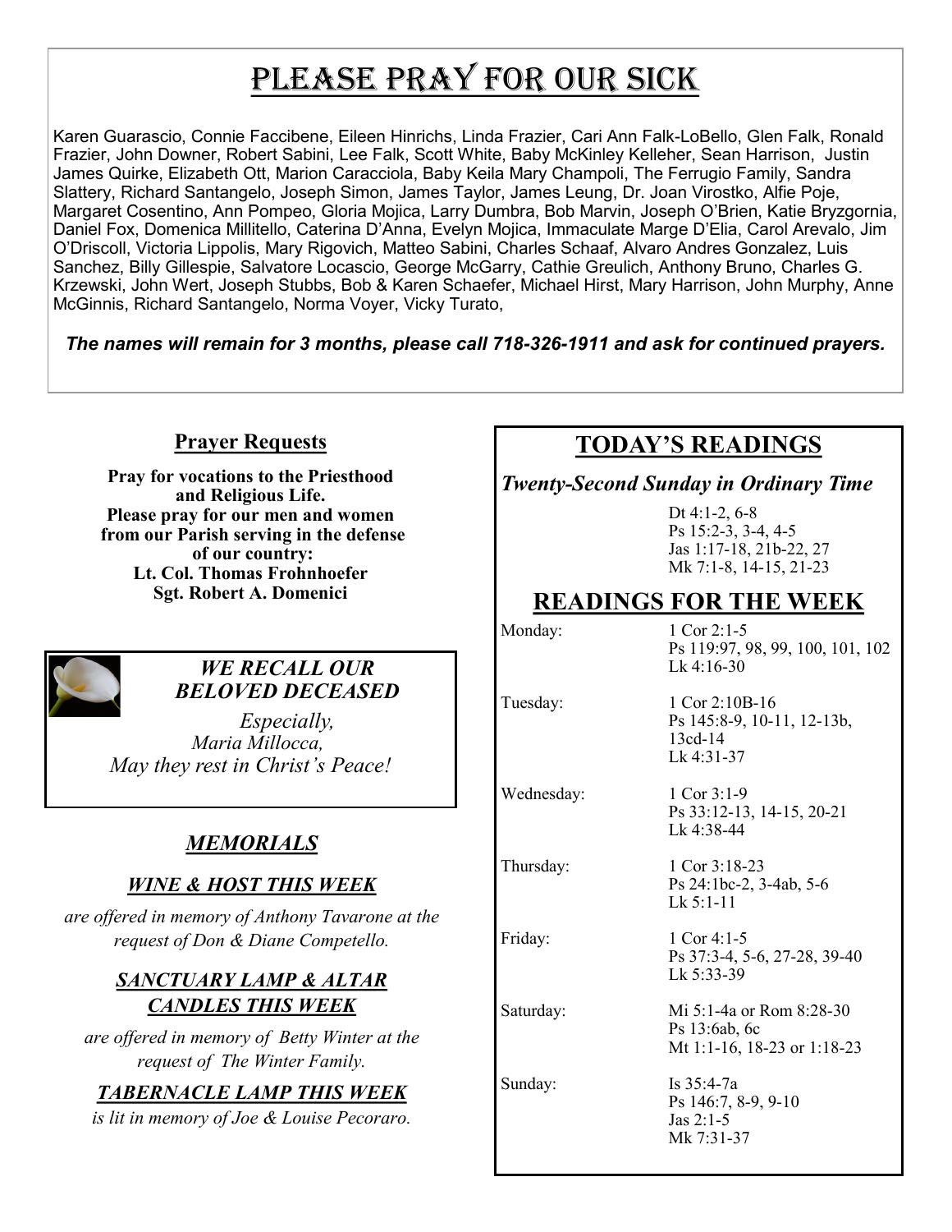# PLEASE PRAY FOR OUR SICK

Karen Guarascio, Connie Faccibene, Eileen Hinrichs, Linda Frazier, Cari Ann Falk-LoBello, Glen Falk, Ronald Frazier, John Downer, Robert Sabini, Lee Falk, Scott White, Baby McKinley Kelleher, Sean Harrison, Justin James Quirke, Elizabeth Ott, Marion Caracciola, Baby Keila Mary Champoli, The Ferrugio Family, Sandra Slattery, Richard Santangelo, Joseph Simon, James Taylor, James Leung, Dr. Joan Virostko, Alfie Poje, Margaret Cosentino, Ann Pompeo, Gloria Mojica, Larry Dumbra, Bob Marvin, Joseph O'Brien, Katie Bryzgornia, Daniel Fox, Domenica Millitello, Caterina D'Anna, Evelyn Mojica, Immaculate Marge D'Elia, Carol Arevalo, Jim O'Driscoll, Victoria Lippolis, Mary Rigovich, Matteo Sabini, Charles Schaaf, Alvaro Andres Gonzalez, Luis Sanchez, Billy Gillespie, Salvatore Locascio, George McGarry, Cathie Greulich, Anthony Bruno, Charles G. Krzewski, John Wert, Joseph Stubbs, Bob & Karen Schaefer, Michael Hirst, Mary Harrison, John Murphy, Anne McGinnis, Richard Santangelo, Norma Voyer, Vicky Turato,

***The names will remain for 3 months, please call 718-326-1911 and ask for continued prayers.***

## Prayer Requests

**Pray for vocations to the Priesthood and Religious Life.**
**Please pray for our men and women from our Parish serving in the defense of our country:**
**Lt. Col. Thomas Frohnhoefer**
**Sgt. Robert A. Domenici**

### *WE RECALL OUR BELOVED DECEASED*

*Especially,*
*Maria Millocca,*
*May they rest in Christ's Peace!*

## *MEMORIALS*

### *WINE & HOST THIS WEEK*

*are offered in memory of Anthony Tavarone at the request of Don & Diane Competello.*

### *SANCTUARY LAMP & ALTAR CANDLES THIS WEEK*

*are offered in memory of Betty Winter at the request of The Winter Family.*

### *TABERNACLE LAMP THIS WEEK*

*is lit in memory of Joe & Louise Pecoraro.*

## TODAY'S READINGS

***Twenty-Second Sunday in Ordinary Time***

Dt 4:1-2, 6-8
Ps 15:2-3, 3-4, 4-5
Jas 1:17-18, 21b-22, 27
Mk 7:1-8, 14-15, 21-23

## READINGS FOR THE WEEK

| | |
|---|---|
| Monday: | 1 Cor 2:1-5<br>Ps 119:97, 98, 99, 100, 101, 102<br>Lk 4:16-30 |
| Tuesday: | 1 Cor 2:10B-16<br>Ps 145:8-9, 10-11, 12-13b, 13cd-14<br>Lk 4:31-37 |
| Wednesday: | 1 Cor 3:1-9<br>Ps 33:12-13, 14-15, 20-21<br>Lk 4:38-44 |
| Thursday: | 1 Cor 3:18-23<br>Ps 24:1bc-2, 3-4ab, 5-6<br>Lk 5:1-11 |
| Friday: | 1 Cor 4:1-5<br>Ps 37:3-4, 5-6, 27-28, 39-40<br>Lk 5:33-39 |
| Saturday: | Mi 5:1-4a or Rom 8:28-30<br>Ps 13:6ab, 6c<br>Mt 1:1-16, 18-23 or 1:18-23 |
| Sunday: | Is 35:4-7a<br>Ps 146:7, 8-9, 9-10<br>Jas 2:1-5<br>Mk 7:31-37 |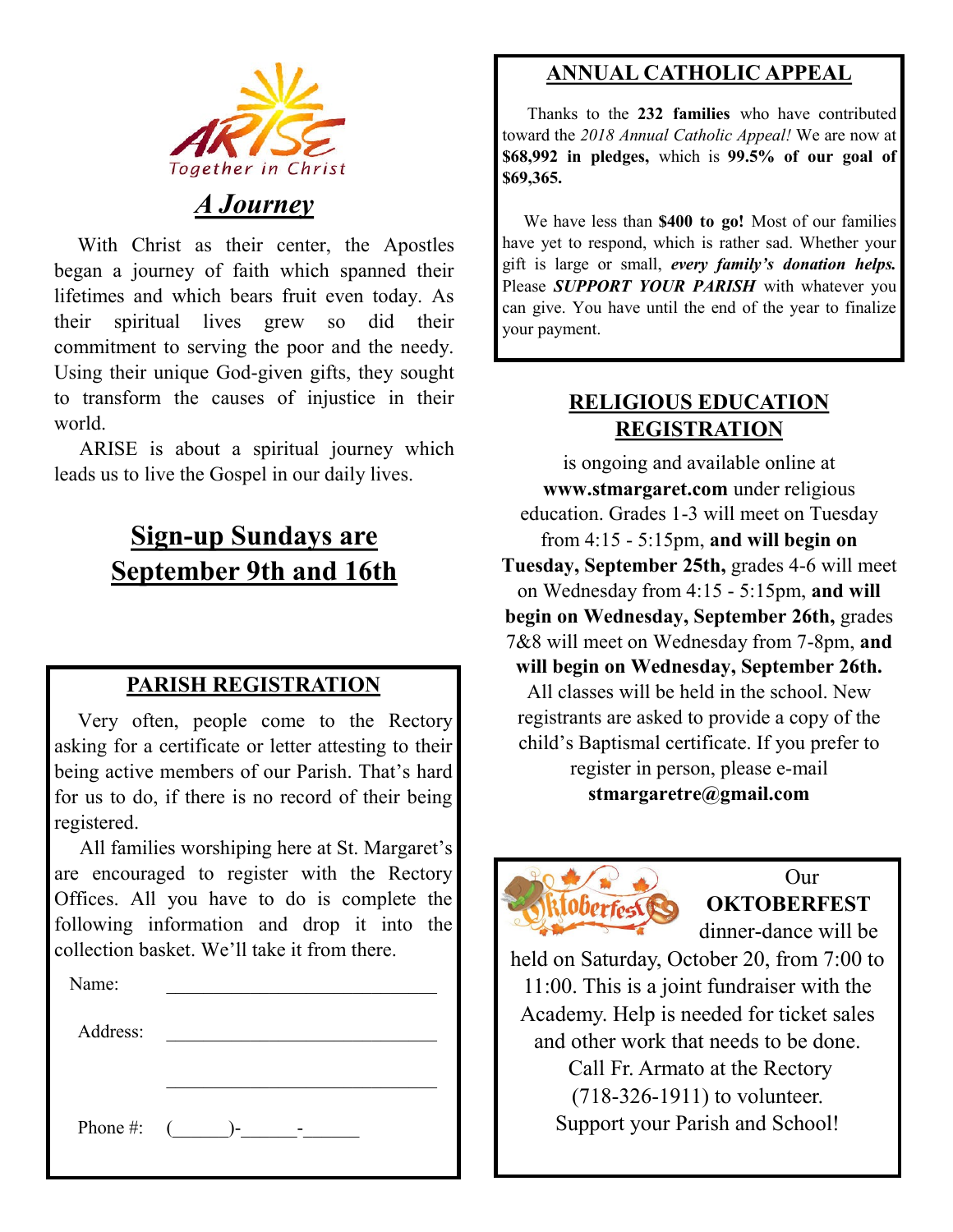ARISE
Together in Christ

## *A Journey*

With Christ as their center, the Apostles began a journey of faith which spanned their lifetimes and which bears fruit even today. As their spiritual lives grew so did their commitment to serving the poor and the needy. Using their unique God-given gifts, they sought to transform the causes of injustice in their world.

ARISE is about a spiritual journey which leads us to live the Gospel in our daily lives.

## **Sign-up Sundays are September 9th and 16th**

## **PARISH REGISTRATION**

Very often, people come to the Rectory asking for a certificate or letter attesting to their being active members of our Parish. That's hard for us to do, if there is no record of their being registered.

All families worshiping here at St. Margaret's are encouraged to register with the Rectory Offices. All you have to do is complete the following information and drop it into the collection basket. We'll take it from there.

Name: ______________________________

Address: ______________________________

______________________________

Phone #: (______)-______-______

## **ANNUAL CATHOLIC APPEAL**

Thanks to the **232 families** who have contributed toward the *2018 Annual Catholic Appeal!* We are now at **$68,992 in pledges,** which is **99.5% of our goal of $69,365.**

We have less than **$400 to go!** Most of our families have yet to respond, which is rather sad. Whether your gift is large or small, ***every family's donation helps.*** Please ***SUPPORT YOUR PARISH*** with whatever you can give. You have until the end of the year to finalize your payment.

## **RELIGIOUS EDUCATION REGISTRATION**

is ongoing and available online at **www.stmargaret.com** under religious education. Grades 1-3 will meet on Tuesday from 4:15 - 5:15pm, **and will begin on Tuesday, September 25th,** grades 4-6 will meet on Wednesday from 4:15 - 5:15pm, **and will begin on Wednesday, September 26th,** grades 7&8 will meet on Wednesday from 7-8pm, **and will begin on Wednesday, September 26th.** All classes will be held in the school. New registrants are asked to provide a copy of the child's Baptismal certificate. If you prefer to register in person, please e-mail **stmargaretre@gmail.com**

Oktoberfest

Our **OKTOBERFEST** dinner-dance will be held on Saturday, October 20, from 7:00 to 11:00. This is a joint fundraiser with the Academy. Help is needed for ticket sales and other work that needs to be done. Call Fr. Armato at the Rectory (718-326-1911) to volunteer. Support your Parish and School!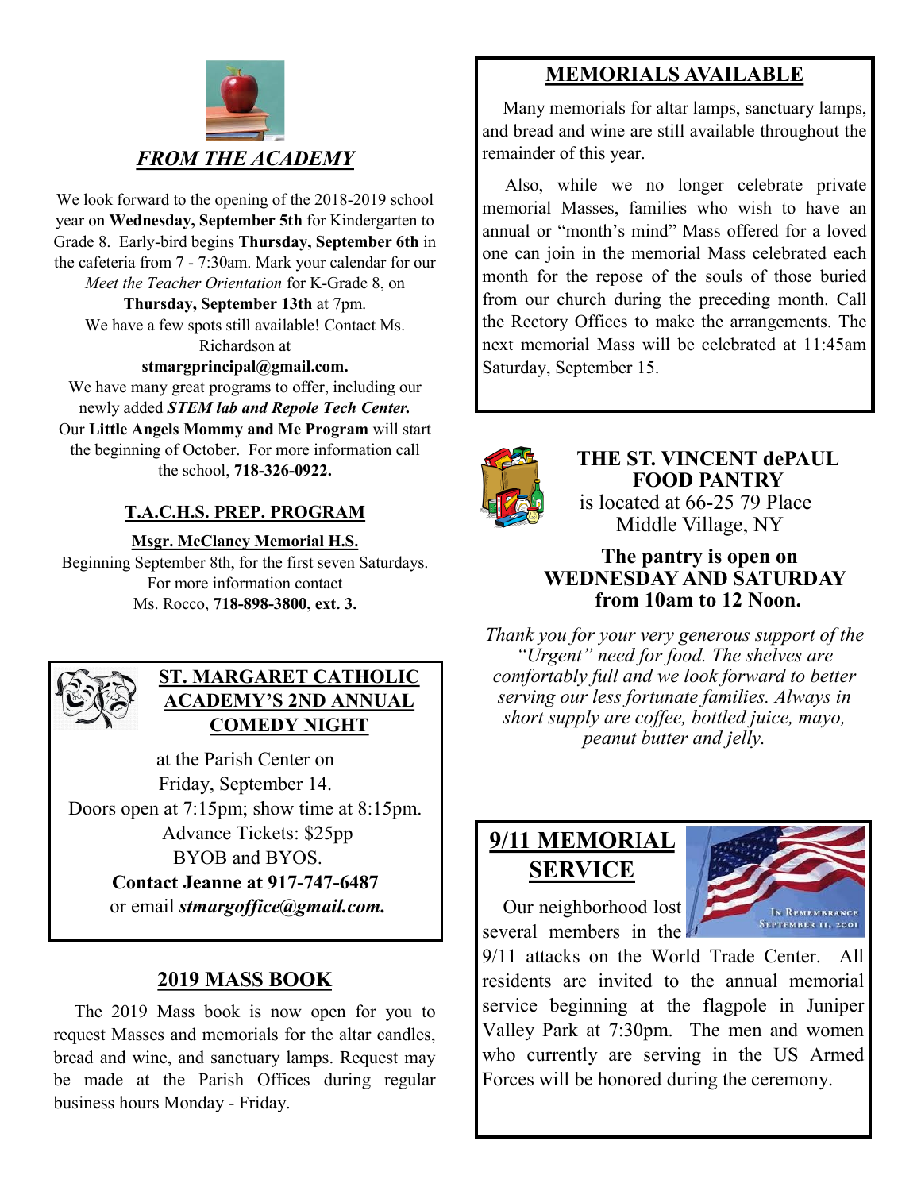## *FROM THE ACADEMY*

We look forward to the opening of the 2018-2019 school year on **Wednesday, September 5th** for Kindergarten to Grade 8. Early-bird begins **Thursday, September 6th** in the cafeteria from 7 - 7:30am. Mark your calendar for our *Meet the Teacher Orientation* for K-Grade 8, on **Thursday, September 13th** at 7pm.

We have a few spots still available! Contact Ms. Richardson at **stmargprincipal@gmail.com.**

We have many great programs to offer, including our newly added ***STEM lab and Repole Tech Center.*** Our **Little Angels Mommy and Me Program** will start the beginning of October. For more information call the school, **718-326-0922.**

### T.A.C.H.S. PREP. PROGRAM

**Msgr. McClancy Memorial H.S.**

Beginning September 8th, for the first seven Saturdays. For more information contact Ms. Rocco, **718-898-3800, ext. 3.**

### ST. MARGARET CATHOLIC ACADEMY'S 2ND ANNUAL COMEDY NIGHT

at the Parish Center on Friday, September 14.
Doors open at 7:15pm; show time at 8:15pm.
Advance Tickets: $25pp
BYOB and BYOS.
**Contact Jeanne at 917-747-6487**
or email ***stmargoffice@gmail.com.***

### 2019 MASS BOOK

The 2019 Mass book is now open for you to request Masses and memorials for the altar candles, bread and wine, and sanctuary lamps. Request may be made at the Parish Offices during regular business hours Monday - Friday.

### MEMORIALS AVAILABLE

Many memorials for altar lamps, sanctuary lamps, and bread and wine are still available throughout the remainder of this year.

Also, while we no longer celebrate private memorial Masses, families who wish to have an annual or "month's mind" Mass offered for a loved one can join in the memorial Mass celebrated each month for the repose of the souls of those buried from our church during the preceding month. Call the Rectory Offices to make the arrangements. The next memorial Mass will be celebrated at 11:45am Saturday, September 15.

### THE ST. VINCENT dePAUL FOOD PANTRY

is located at 66-25 79 Place
Middle Village, NY

**The pantry is open on WEDNESDAY AND SATURDAY from 10am to 12 Noon.**

*Thank you for your very generous support of the "Urgent" need for food. The shelves are comfortably full and we look forward to better serving our less fortunate families. Always in short supply are coffee, bottled juice, mayo, peanut butter and jelly.*

### 9/11 MEMORIAL SERVICE

Our neighborhood lost several members in the 9/11 attacks on the World Trade Center. All residents are invited to the annual memorial service beginning at the flagpole in Juniper Valley Park at 7:30pm. The men and women who currently are serving in the US Armed Forces will be honored during the ceremony.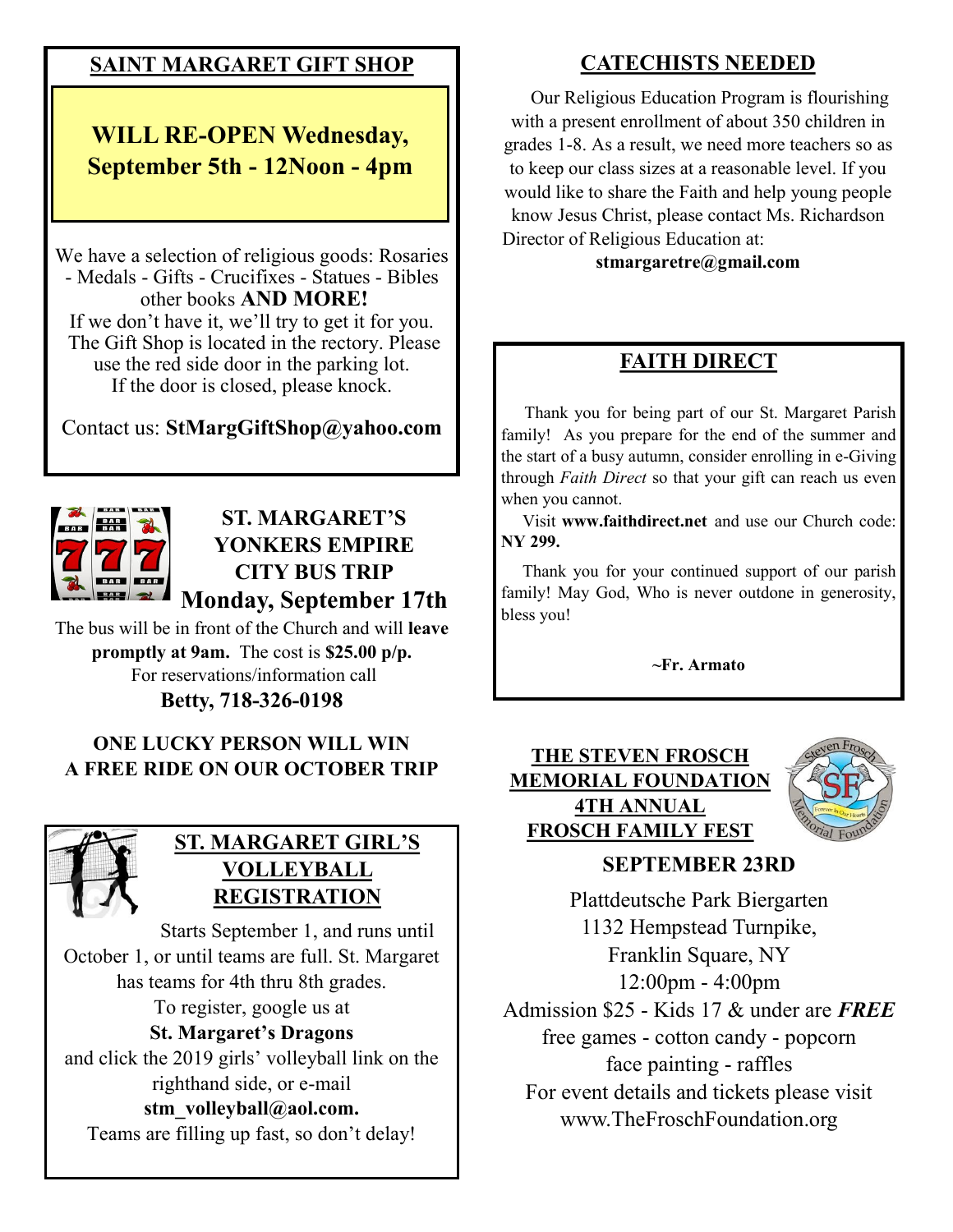## SAINT MARGARET GIFT SHOP

**WILL RE-OPEN Wednesday, September 5th - 12Noon - 4pm**

We have a selection of religious goods: Rosaries - Medals - Gifts - Crucifixes - Statues - Bibles other books **AND MORE!**
If we don't have it, we'll try to get it for you.
The Gift Shop is located in the rectory. Please use the red side door in the parking lot.
If the door is closed, please knock.

Contact us: **StMargGiftShop@yahoo.com**

## ST. MARGARET'S YONKERS EMPIRE CITY BUS TRIP

**Monday, September 17th**

The bus will be in front of the Church and will **leave promptly at 9am.** The cost is **$25.00 p/p.**
For reservations/information call
**Betty, 718-326-0198**

**ONE LUCKY PERSON WILL WIN A FREE RIDE ON OUR OCTOBER TRIP**

## ST. MARGARET GIRL'S VOLLEYBALL REGISTRATION

Starts September 1, and runs until October 1, or until teams are full. St. Margaret has teams for 4th thru 8th grades.
To register, google us at
**St. Margaret's Dragons**
and click the 2019 girls' volleyball link on the righthand side, or e-mail
**stm_volleyball@aol.com.**
Teams are filling up fast, so don't delay!

## CATECHISTS NEEDED

Our Religious Education Program is flourishing with a present enrollment of about 350 children in grades 1-8. As a result, we need more teachers so as to keep our class sizes at a reasonable level. If you would like to share the Faith and help young people know Jesus Christ, please contact Ms. Richardson Director of Religious Education at:
**stmargaretre@gmail.com**

## FAITH DIRECT

Thank you for being part of our St. Margaret Parish family! As you prepare for the end of the summer and the start of a busy autumn, consider enrolling in e-Giving through *Faith Direct* so that your gift can reach us even when you cannot.

Visit **www.faithdirect.net** and use our Church code: **NY 299.**

Thank you for your continued support of our parish family! May God, Who is never outdone in generosity, bless you!

**~Fr. Armato**

## THE STEVEN FROSCH MEMORIAL FOUNDATION 4TH ANNUAL FROSCH FAMILY FEST

**SEPTEMBER 23RD**

Plattdeutsche Park Biergarten
1132 Hempstead Turnpike,
Franklin Square, NY
12:00pm - 4:00pm
Admission $25 - Kids 17 & under are ***FREE***
free games - cotton candy - popcorn
face painting - raffles
For event details and tickets please visit
www.TheFroschFoundation.org